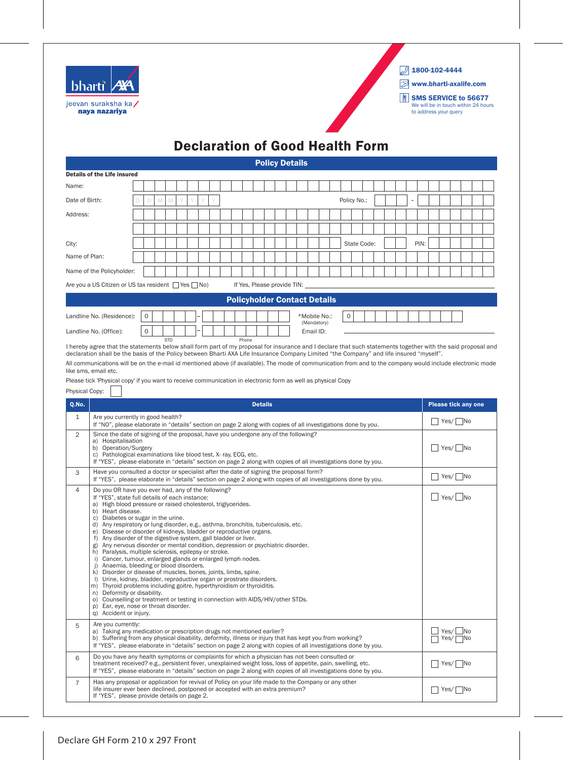bharti AXA

jeevan suraksha ka **naya nazariya**

1800-102-4444

www.bharti-axalife.com

**SMS SERVICE to 56677**
We will be in touch within 24 hours to address your query

# Declaration of Good Health Form

## Policy Details

**Details of the Life insured**

Name:

Date of Birth: D D M M Y Y Y Y

Policy No.: -

Address:

City:

State Code:

PIN:

Name of Plan:

Name of the Policyholder:

Are you a US Citizen or US tax resident ☐ Yes ☐ No)

If Yes, Please provide TIN:

## Policyholder Contact Details

Landline No. (Residence): 0 –

*Mobile No.: (Mandatory) 0

Landline No. (Office): 0 –

STD Phone

Email ID:

I hereby agree that the statements below shall form part of my proposal for insurance and I declare that such statements together with the said proposal and declaration shall be the basis of the Policy between Bharti AXA Life Insurance Company Limited "the Company" and life insured "myself".

All communications will be on the e-mail id mentioned above (if available). The mode of communication from and to the company would include electronic mode like sms, email etc.

Please tick 'Physical copy' if you want to receive communication in electronic form as well as physical Copy

Physical Copy: ☐

| Q.No. | Details | Please tick any one |
|---|---|---|
| 1 | Are you currently in good health?<br>If "NO", please elaborate in "details" section on page 2 along with copies of all investigations done by you. | ☐ Yes/ ☐ No |
| 2 | Since the date of signing of the proposal, have you undergone any of the following?<br>a) Hospitalisation<br>b) Operation/Surgery<br>c) Pathological examinations like blood test, X- ray, ECG, etc.<br>If "YES", please elaborate in "details" section on page 2 along with copies of all investigations done by you. | ☐ Yes/ ☐ No |
| 3 | Have you consulted a doctor or specialist after the date of signing the proposal form?<br>If "YES", please elaborate in "details" section on page 2 along with copies of all investigations done by you. | ☐ Yes/ ☐ No |
| 4 | Do you OR have you ever had, any of the following?<br>If "YES", state full details of each instance:<br>a) High blood pressure or raised cholesterol, triglycerides.<br>b) Heart disease.<br>c) Diabetes or sugar in the urine.<br>d) Any respiratory or lung disorder, e.g., asthma, bronchitis, tuberculosis, etc.<br>e) Disease or disorder of kidneys, bladder or reproductive organs.<br>f) Any disorder of the digestive system, gall bladder or liver.<br>g) Any nervous disorder or mental condition, depression or psychiatric disorder.<br>h) Paralysis, multiple sclerosis, epilepsy or stroke.<br>i) Cancer, tumour, enlarged glands or enlarged lymph nodes.<br>j) Anaemia, bleeding or blood disorders.<br>k) Disorder or disease of muscles, bones, joints, limbs, spine.<br>l) Urine, kidney, bladder, reproductive organ or prostrate disorders.<br>m) Thyroid problems including goitre, hyperthyroidism or thyroiditis.<br>n) Deformity or disability.<br>o) Counselling or treatment or testing in connection with AIDS/HIV/other STDs.<br>p) Ear, eye, nose or throat disorder.<br>q) Accident or injury. | ☐ Yes/ ☐ No |
| 5 | Are you currently:<br>a) Taking any medication or prescription drugs not mentioned earlier?<br>b) Suffering from any physical disability, deformity, illness or injury that has kept you from working?<br>If "YES", please elaborate in "details" section on page 2 along with copies of all investigations done by you. | ☐ Yes/ ☐ No<br>☐ Yes/ ☐ No |
| 6 | Do you have any health symptoms or complaints for which a physician has not been consulted or treatment received? e.g., persistent fever, unexplained weight loss, loss of appetite, pain, swelling, etc.<br>If "YES", please elaborate in "details" section on page 2 along with copies of all investigations done by you. | ☐ Yes/ ☐ No |
| 7 | Has any proposal or application for revival of Policy on your life made to the Company or any other life insurer ever been declined, postponed or accepted with an extra premium?<br>If "YES", please provide details on page 2. | ☐ Yes/ ☐ No |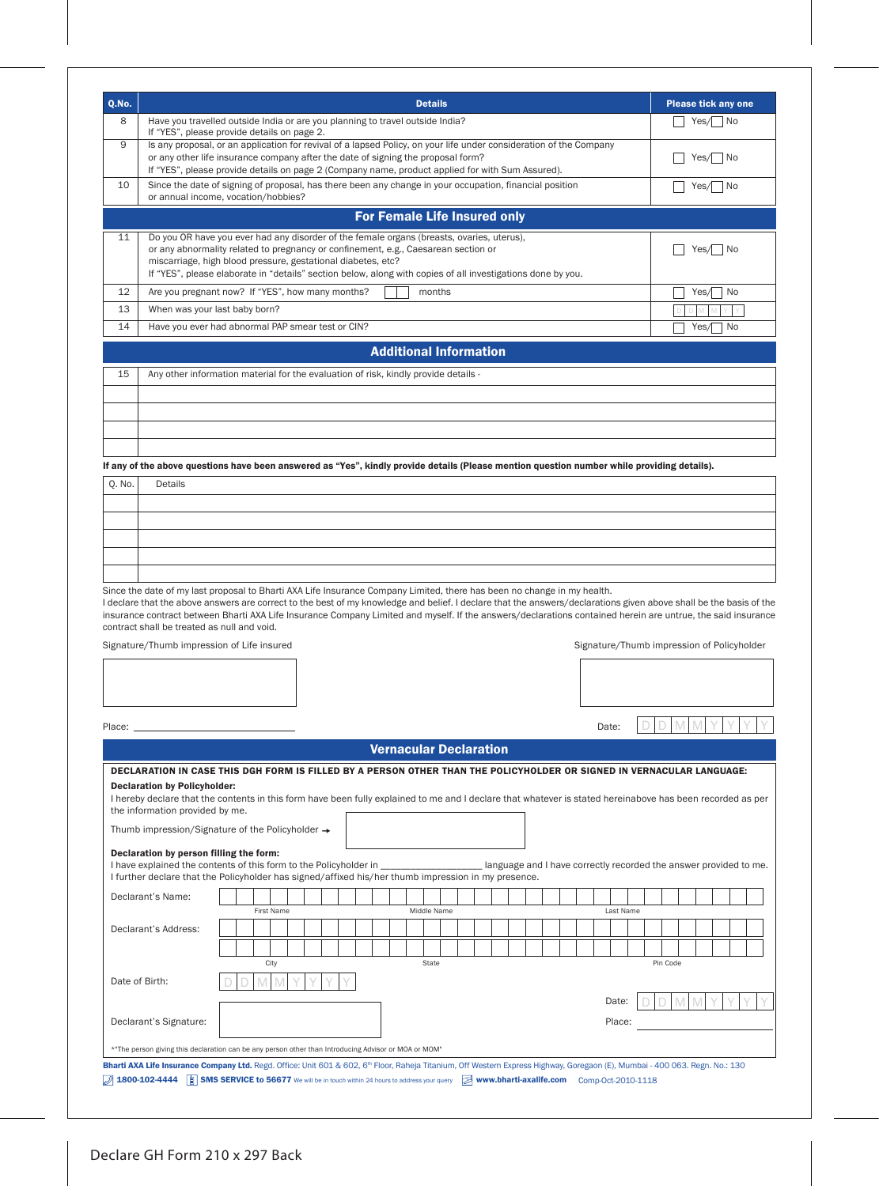| Q.No. | Details | Please tick any one |
|---|---|---|
| 8 | Have you travelled outside India or are you planning to travel outside India? If "YES", please provide details on page 2. | Yes/ No |
| 9 | Is any proposal, or an application for revival of a lapsed Policy, on your life under consideration of the Company or any other life insurance company after the date of signing the proposal form? If "YES", please provide details on page 2 (Company name, product applied for with Sum Assured). | Yes/ No |
| 10 | Since the date of signing of proposal, has there been any change in your occupation, financial position or annual income, vocation/hobbies? | Yes/ No |

## For Female Life Insured only

| | | |
|---|---|---|
| 11 | Do you OR have you ever had any disorder of the female organs (breasts, ovaries, uterus), or any abnormality related to pregnancy or confinement, e.g., Caesarean section or miscarriage, high blood pressure, gestational diabetes, etc? If "YES", please elaborate in "details" section below, along with copies of all investigations done by you. | Yes/ No |
| 12 | Are you pregnant now? If "YES", how many months? months | Yes/ No |
| 13 | When was your last baby born? | D D M M Y Y |
| 14 | Have you ever had abnormal PAP smear test or CIN? | Yes/ No |

## Additional Information

| | |
|---|---|
| 15 | Any other information material for the evaluation of risk, kindly provide details - |
| | |
| | |
| | |
| | |

**If any of the above questions have been answered as "Yes", kindly provide details (Please mention question number while providing details).**

| Q. No. | Details |
|---|---|
| | |
| | |
| | |
| | |
| | |

Since the date of my last proposal to Bharti AXA Life Insurance Company Limited, there has been no change in my health.
I declare that the above answers are correct to the best of my knowledge and belief. I declare that the answers/declarations given above shall be the basis of the insurance contract between Bharti AXA Life Insurance Company Limited and myself. If the answers/declarations contained herein are untrue, the said insurance contract shall be treated as null and void.

Signature/Thumb impression of Life insured

Signature/Thumb impression of Policyholder

Place: ____________________

Date: D D M M Y Y Y Y

## Vernacular Declaration

**DECLARATION IN CASE THIS DGH FORM IS FILLED BY A PERSON OTHER THAN THE POLICYHOLDER OR SIGNED IN VERNACULAR LANGUAGE:**

**Declaration by Policyholder:**
I hereby declare that the contents in this form have been fully explained to me and I declare that whatever is stated hereinabove has been recorded as per the information provided by me.

Thumb impression/Signature of the Policyholder →

**Declaration by person filling the form:**
I have explained the contents of this form to the Policyholder in __________________ language and I have correctly recorded the answer provided to me. I further declare that the Policyholder has signed/affixed his/her thumb impression in my presence.

Declarant's Name: First Name | Middle Name | Last Name

Declarant's Address: City | State | Pin Code

Date of Birth: D D M M Y Y Y Y

Date: D D M M Y Y Y Y

Declarant's Signature:

Place: ____________________

*"The person giving this declaration can be any person other than Introducing Advisor or MOA or MOM"

**Bharti AXA Life Insurance Company Ltd.** Regd. Office: Unit 601 & 602, 6th Floor, Raheja Titanium, Off Western Express Highway, Goregaon (E), Mumbai - 400 063. Regn. No.: 130

**1800-102-4444** **SMS SERVICE to 56677** We will be in touch within 24 hours to address your query **www.bharti-axalife.com** Comp-Oct-2010-1118

Declare GH Form 210 x 297 Back